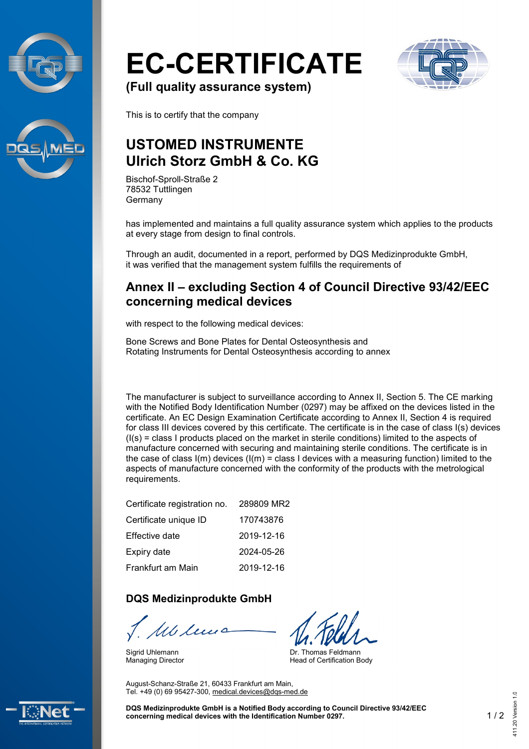# EC-CERTIFICATE

**(Full quality assurance system)**

This is to certify that the company

## USTOMED INSTRUMENTE
## Ulrich Storz GmbH & Co. KG

Bischof-Sproll-Straße 2
78532 Tuttlingen
Germany

has implemented and maintains a full quality assurance system which applies to the products at every stage from design to final controls.

Through an audit, documented in a report, performed by DQS Medizinprodukte GmbH, it was verified that the management system fulfills the requirements of

## Annex II – excluding Section 4 of Council Directive 93/42/EEC concerning medical devices

with respect to the following medical devices:

Bone Screws and Bone Plates for Dental Osteosynthesis and
Rotating Instruments for Dental Osteosynthesis according to annex

The manufacturer is subject to surveillance according to Annex II, Section 5. The CE marking with the Notified Body Identification Number (0297) may be affixed on the devices listed in the certificate. An EC Design Examination Certificate according to Annex II, Section 4 is required for class III devices covered by this certificate. The certificate is in the case of class I(s) devices (I(s) = class I products placed on the market in sterile conditions) limited to the aspects of manufacture concerned with securing and maintaining sterile conditions. The certificate is in the case of class I(m) devices (I(m) = class I devices with a measuring function) limited to the aspects of manufacture concerned with the conformity of the products with the metrological requirements.

| | |
|---|---|
| Certificate registration no. | 289809 MR2 |
| Certificate unique ID | 170743876 |
| Effective date | 2019-12-16 |
| Expiry date | 2024-05-26 |
| Frankfurt am Main | 2019-12-16 |

### DQS Medizinprodukte GmbH

Sigrid Uhlemann
Managing Director

Dr. Thomas Feldmann
Head of Certification Body

August-Schanz-Straße 21, 60433 Frankfurt am Main,
Tel. +49 (0) 69 95427-300, medical.devices@dqs-med.de

**DQS Medizinprodukte GmbH is a Notified Body according to Council Directive 93/42/EEC concerning medical devices with the Identification Number 0297.**

411.20 Version 1.0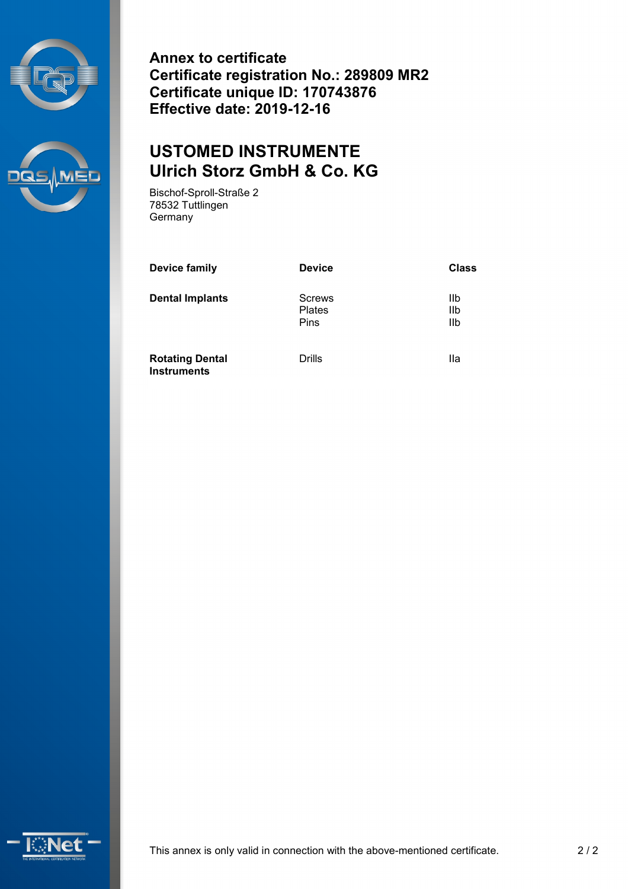**Annex to certificate**
**Certificate registration No.: 289809 MR2**
**Certificate unique ID: 170743876**
**Effective date: 2019-12-16**

## USTOMED INSTRUMENTE
## Ulrich Storz GmbH & Co. KG

Bischof-Sproll-Straße 2
78532 Tuttlingen
Germany

| Device family | Device | Class |
|---|---|---|
| **Dental Implants** | Screws | IIb |
| | Plates | IIb |
| | Pins | IIb |
| **Rotating Dental Instruments** | Drills | IIa |

This annex is only valid in connection with the above-mentioned certificate.